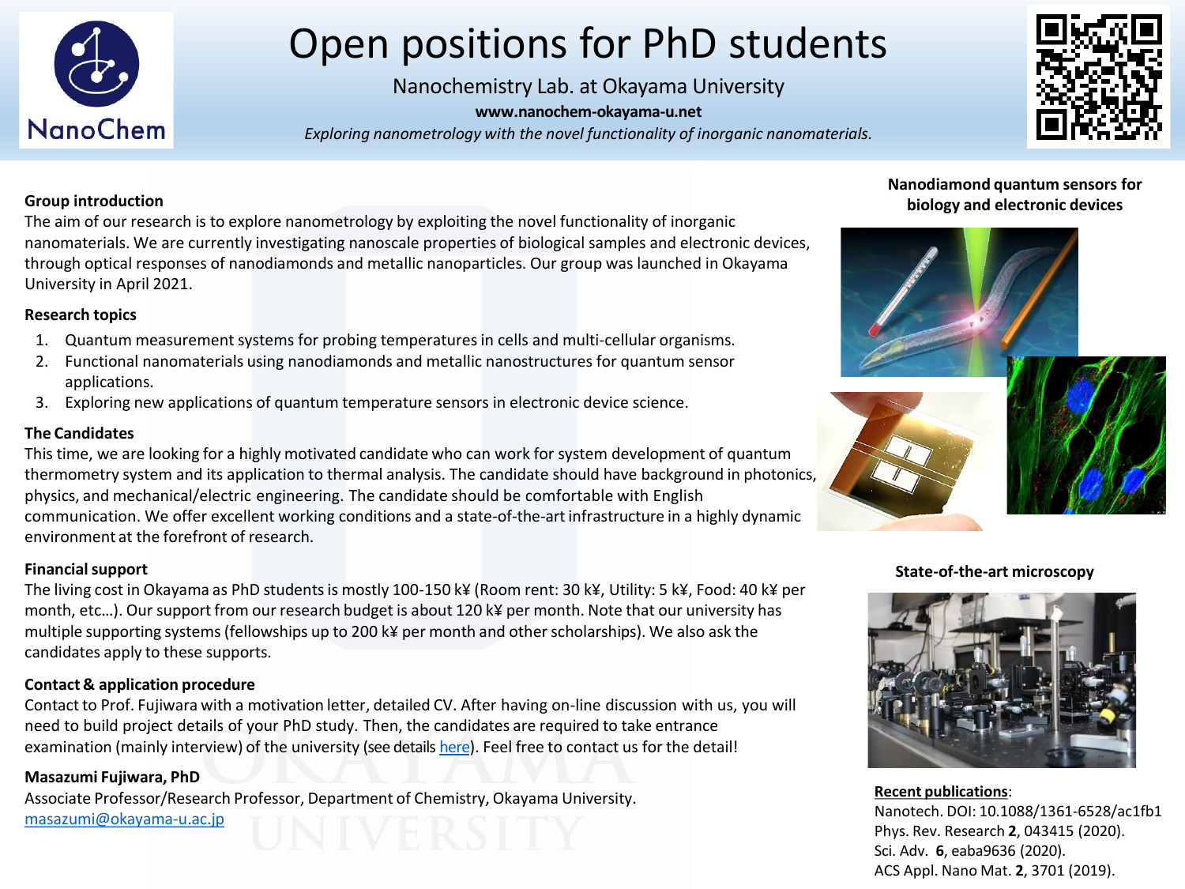# Open positions for PhD students

Nanochemistry Lab. at Okayama University

**www.nanochem-okayama-u.net**

*Exploring nanometrology with the novel functionality of inorganic nanomaterials.*

**Group introduction**

The aim of our research is to explore nanometrology by exploiting the novel functionality of inorganic nanomaterials. We are currently investigating nanoscale properties of biological samples and electronic devices, through optical responses of nanodiamonds and metallic nanoparticles. Our group was launched in Okayama University in April 2021.

**Research topics**

1. Quantum measurement systems for probing temperatures in cells and multi-cellular organisms.
2. Functional nanomaterials using nanodiamonds and metallic nanostructures for quantum sensor applications.
3. Exploring new applications of quantum temperature sensors in electronic device science.

**The Candidates**

This time, we are looking for a highly motivated candidate who can work for system development of quantum thermometry system and its application to thermal analysis. The candidate should have background in photonics, physics, and mechanical/electric engineering. The candidate should be comfortable with English communication. We offer excellent working conditions and a state-of-the-art infrastructure in a highly dynamic environment at the forefront of research.

**Financial support**

The living cost in Okayama as PhD students is mostly 100-150 k¥ (Room rent: 30 k¥, Utility: 5 k¥, Food: 40 k¥ per month, etc…). Our support from our research budget is about 120 k¥ per month. Note that our university has multiple supporting systems (fellowships up to 200 k¥ per month and other scholarships). We also ask the candidates apply to these supports.

**Contact & application procedure**

Contact to Prof. Fujiwara with a motivation letter, detailed CV. After having on-line discussion with us, you will need to build project details of your PhD study. Then, the candidates are required to take entrance examination (mainly interview) of the university (see details here). Feel free to contact us for the detail!

**Masazumi Fujiwara, PhD**

Associate Professor/Research Professor, Department of Chemistry, Okayama University.
masazumi@okayama-u.ac.jp

**Nanodiamond quantum sensors for biology and electronic devices**

**State-of-the-art microscopy**

**Recent publications**:

Nanotech. DOI: 10.1088/1361-6528/ac1fb1
Phys. Rev. Research **2**, 043415 (2020).
Sci. Adv. **6**, eaba9636 (2020).
ACS Appl. Nano Mat. **2**, 3701 (2019).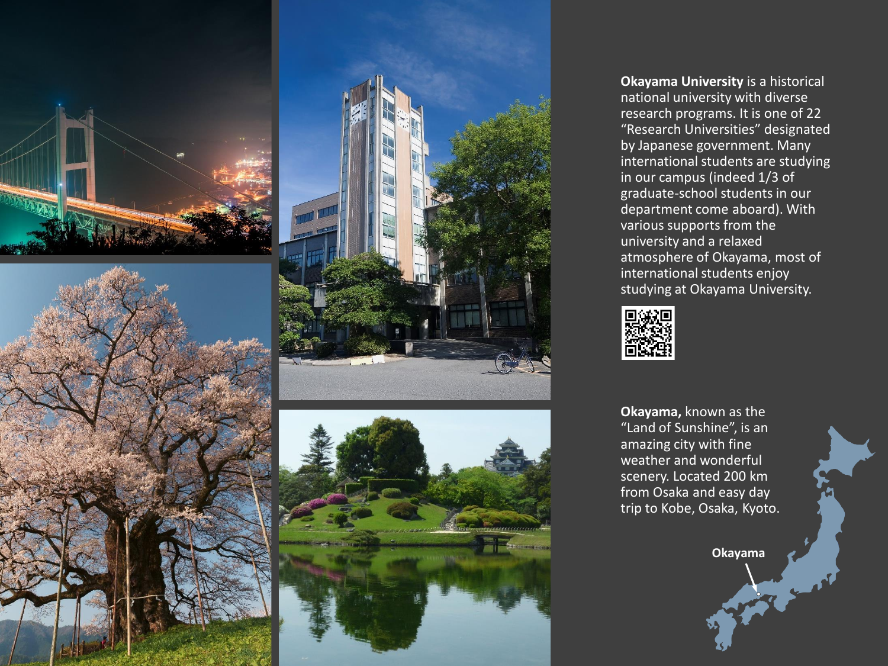**Okayama University** is a historical national university with diverse research programs. It is one of 22 "Research Universities" designated by Japanese government. Many international students are studying in our campus (indeed 1/3 of graduate-school students in our department come aboard). With various supports from the university and a relaxed atmosphere of Okayama, most of international students enjoy studying at Okayama University.

**Okayama,** known as the "Land of Sunshine", is an amazing city with fine weather and wonderful scenery. Located 200 km from Osaka and easy day trip to Kobe, Osaka, Kyoto.

Okayama